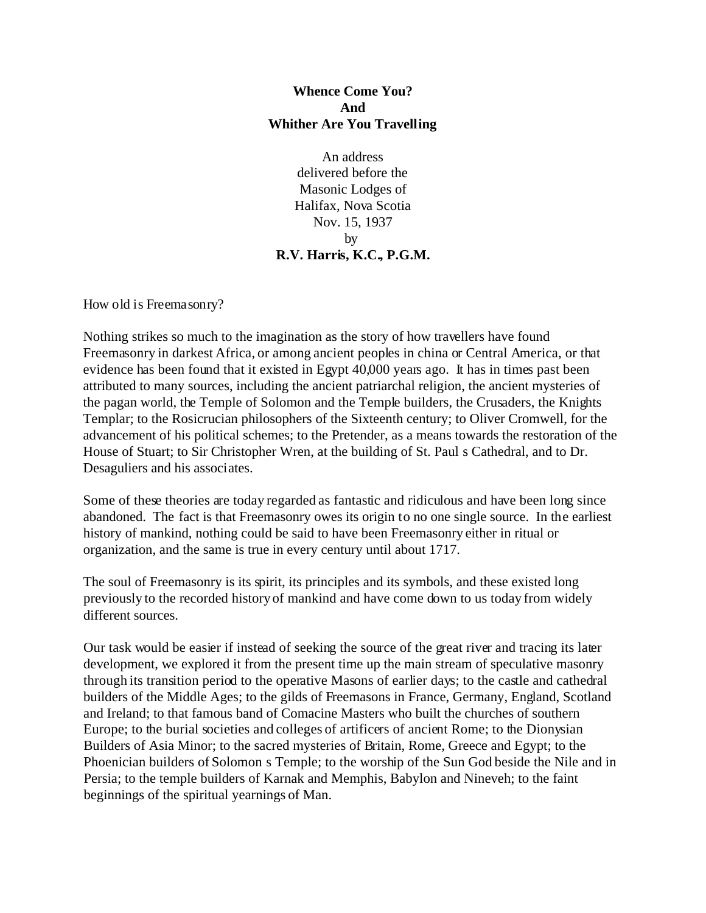**Whence Come You?**
**And**
**Whither Are You Travelling**

An address
delivered before the
Masonic Lodges of
Halifax, Nova Scotia
Nov. 15, 1937
by
**R.V. Harris, K.C., P.G.M.**

How old is Freemasonry?

Nothing strikes so much to the imagination as the story of how travellers have found Freemasonry in darkest Africa, or among ancient peoples in china or Central America, or that evidence has been found that it existed in Egypt 40,000 years ago. It has in times past been attributed to many sources, including the ancient patriarchal religion, the ancient mysteries of the pagan world, the Temple of Solomon and the Temple builders, the Crusaders, the Knights Templar; to the Rosicrucian philosophers of the Sixteenth century; to Oliver Cromwell, for the advancement of his political schemes; to the Pretender, as a means towards the restoration of the House of Stuart; to Sir Christopher Wren, at the building of St. Paul s Cathedral, and to Dr. Desaguliers and his associates.

Some of these theories are today regarded as fantastic and ridiculous and have been long since abandoned. The fact is that Freemasonry owes its origin to no one single source. In the earliest history of mankind, nothing could be said to have been Freemasonry either in ritual or organization, and the same is true in every century until about 1717.

The soul of Freemasonry is its spirit, its principles and its symbols, and these existed long previously to the recorded history of mankind and have come down to us today from widely different sources.

Our task would be easier if instead of seeking the source of the great river and tracing its later development, we explored it from the present time up the main stream of speculative masonry through its transition period to the operative Masons of earlier days; to the castle and cathedral builders of the Middle Ages; to the gilds of Freemasons in France, Germany, England, Scotland and Ireland; to that famous band of Comacine Masters who built the churches of southern Europe; to the burial societies and colleges of artificers of ancient Rome; to the Dionysian Builders of Asia Minor; to the sacred mysteries of Britain, Rome, Greece and Egypt; to the Phoenician builders of Solomon s Temple; to the worship of the Sun God beside the Nile and in Persia; to the temple builders of Karnak and Memphis, Babylon and Nineveh; to the faint beginnings of the spiritual yearnings of Man.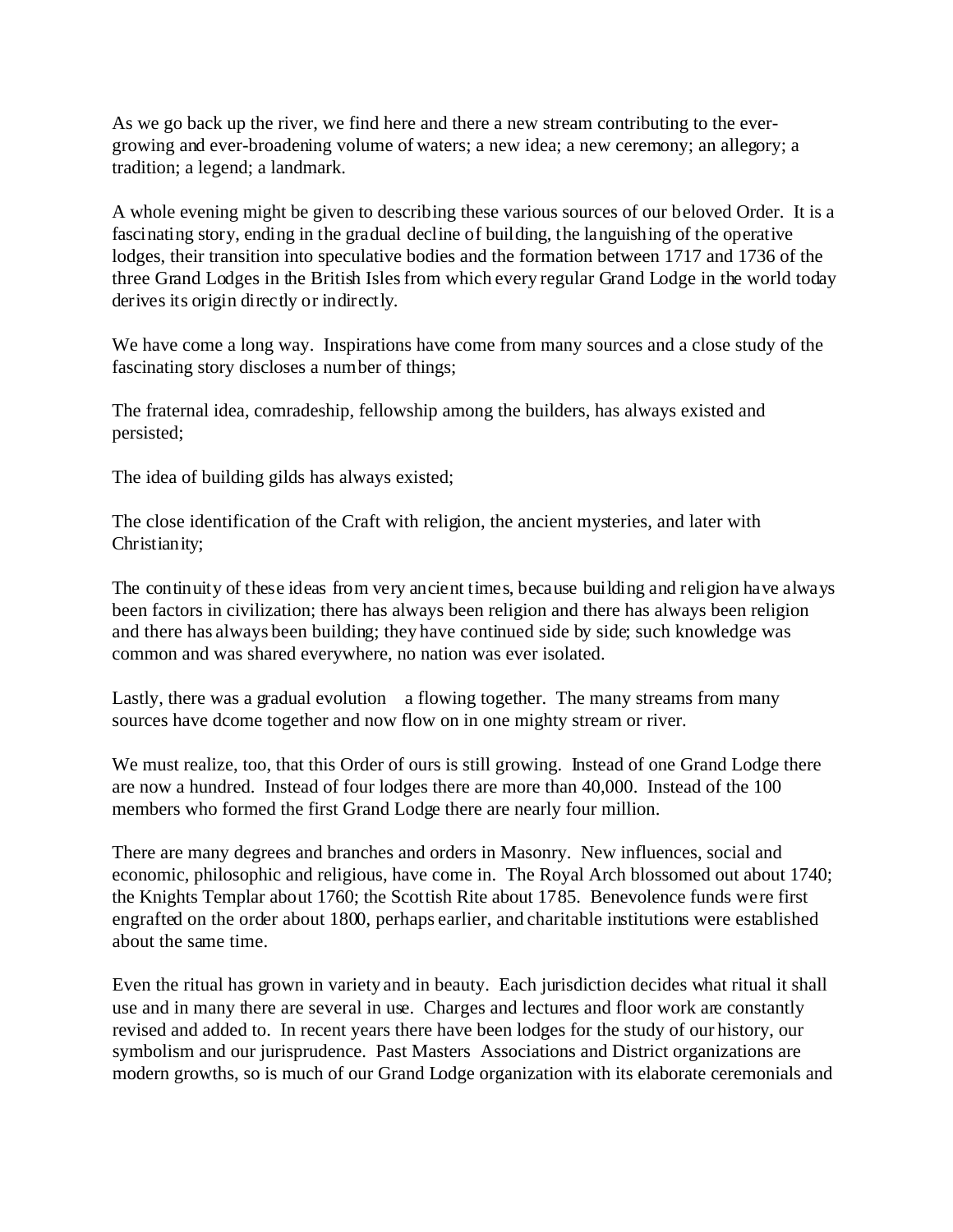As we go back up the river, we find here and there a new stream contributing to the ever-growing and ever-broadening volume of waters; a new idea; a new ceremony; an allegory; a tradition; a legend; a landmark.

A whole evening might be given to describing these various sources of our beloved Order. It is a fascinating story, ending in the gradual decline of building, the languishing of the operative lodges, their transition into speculative bodies and the formation between 1717 and 1736 of the three Grand Lodges in the British Isles from which every regular Grand Lodge in the world today derives its origin directly or indirectly.

We have come a long way. Inspirations have come from many sources and a close study of the fascinating story discloses a number of things;

The fraternal idea, comradeship, fellowship among the builders, has always existed and persisted;

The idea of building gilds has always existed;

The close identification of the Craft with religion, the ancient mysteries, and later with Christianity;

The continuity of these ideas from very ancient times, because building and religion have always been factors in civilization; there has always been religion and there has always been religion and there has always been building; they have continued side by side; such knowledge was common and was shared everywhere, no nation was ever isolated.

Lastly, there was a gradual evolution a flowing together. The many streams from many sources have dcome together and now flow on in one mighty stream or river.

We must realize, too, that this Order of ours is still growing. Instead of one Grand Lodge there are now a hundred. Instead of four lodges there are more than 40,000. Instead of the 100 members who formed the first Grand Lodge there are nearly four million.

There are many degrees and branches and orders in Masonry. New influences, social and economic, philosophic and religious, have come in. The Royal Arch blossomed out about 1740; the Knights Templar about 1760; the Scottish Rite about 1785. Benevolence funds were first engrafted on the order about 1800, perhaps earlier, and charitable institutions were established about the same time.

Even the ritual has grown in variety and in beauty. Each jurisdiction decides what ritual it shall use and in many there are several in use. Charges and lectures and floor work are constantly revised and added to. In recent years there have been lodges for the study of our history, our symbolism and our jurisprudence. Past Masters Associations and District organizations are modern growths, so is much of our Grand Lodge organization with its elaborate ceremonials and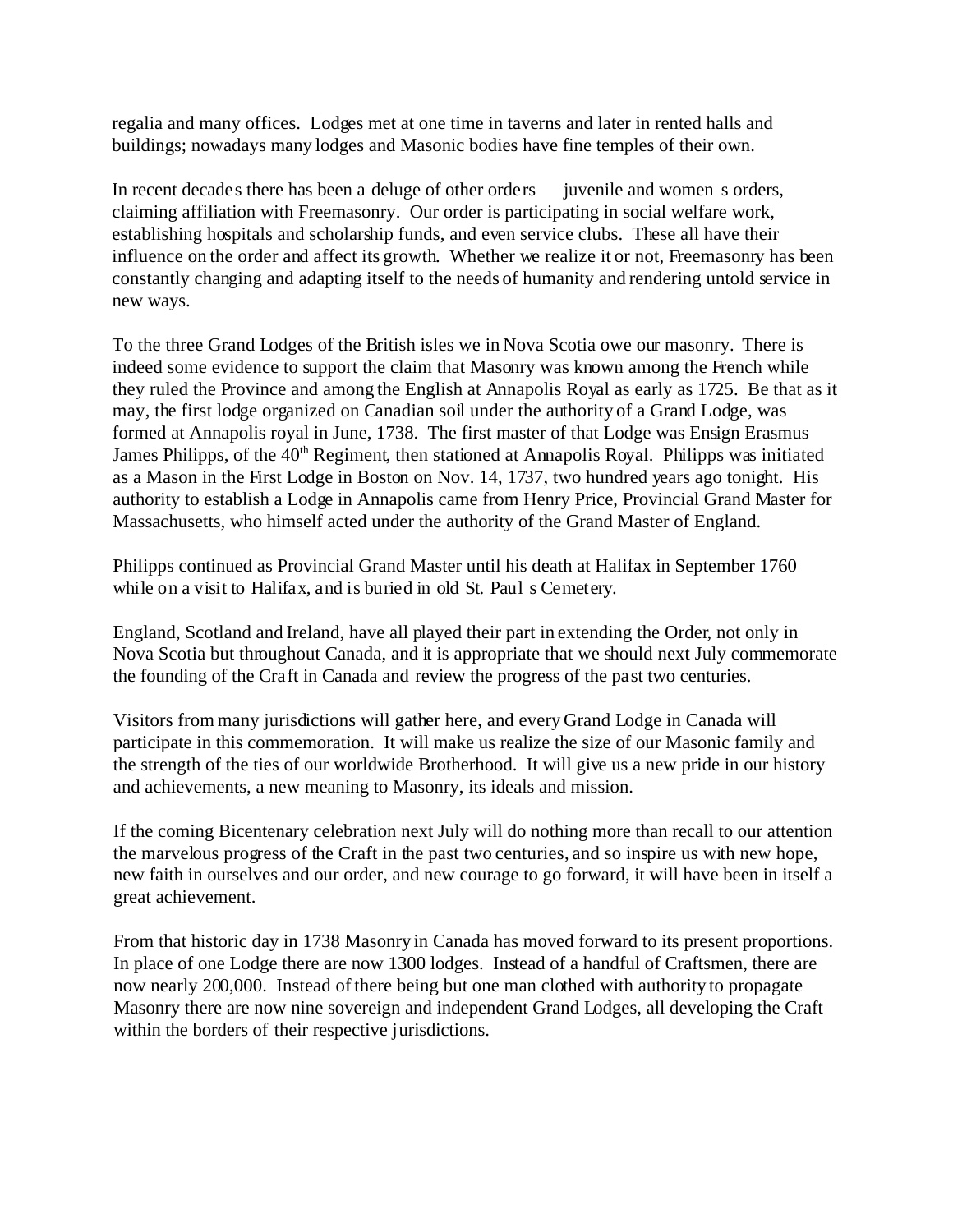regalia and many offices. Lodges met at one time in taverns and later in rented halls and buildings; nowadays many lodges and Masonic bodies have fine temples of their own.

In recent decades there has been a deluge of other orders juvenile and women s orders, claiming affiliation with Freemasonry. Our order is participating in social welfare work, establishing hospitals and scholarship funds, and even service clubs. These all have their influence on the order and affect its growth. Whether we realize it or not, Freemasonry has been constantly changing and adapting itself to the needs of humanity and rendering untold service in new ways.

To the three Grand Lodges of the British isles we in Nova Scotia owe our masonry. There is indeed some evidence to support the claim that Masonry was known among the French while they ruled the Province and among the English at Annapolis Royal as early as 1725. Be that as it may, the first lodge organized on Canadian soil under the authority of a Grand Lodge, was formed at Annapolis royal in June, 1738. The first master of that Lodge was Ensign Erasmus James Philipps, of the 40th Regiment, then stationed at Annapolis Royal. Philipps was initiated as a Mason in the First Lodge in Boston on Nov. 14, 1737, two hundred years ago tonight. His authority to establish a Lodge in Annapolis came from Henry Price, Provincial Grand Master for Massachusetts, who himself acted under the authority of the Grand Master of England.

Philipps continued as Provincial Grand Master until his death at Halifax in September 1760 while on a visit to Halifax, and is buried in old St. Paul s Cemetery.

England, Scotland and Ireland, have all played their part in extending the Order, not only in Nova Scotia but throughout Canada, and it is appropriate that we should next July commemorate the founding of the Craft in Canada and review the progress of the past two centuries.

Visitors from many jurisdictions will gather here, and every Grand Lodge in Canada will participate in this commemoration. It will make us realize the size of our Masonic family and the strength of the ties of our worldwide Brotherhood. It will give us a new pride in our history and achievements, a new meaning to Masonry, its ideals and mission.

If the coming Bicentenary celebration next July will do nothing more than recall to our attention the marvelous progress of the Craft in the past two centuries, and so inspire us with new hope, new faith in ourselves and our order, and new courage to go forward, it will have been in itself a great achievement.

From that historic day in 1738 Masonry in Canada has moved forward to its present proportions. In place of one Lodge there are now 1300 lodges. Instead of a handful of Craftsmen, there are now nearly 200,000. Instead of there being but one man clothed with authority to propagate Masonry there are now nine sovereign and independent Grand Lodges, all developing the Craft within the borders of their respective jurisdictions.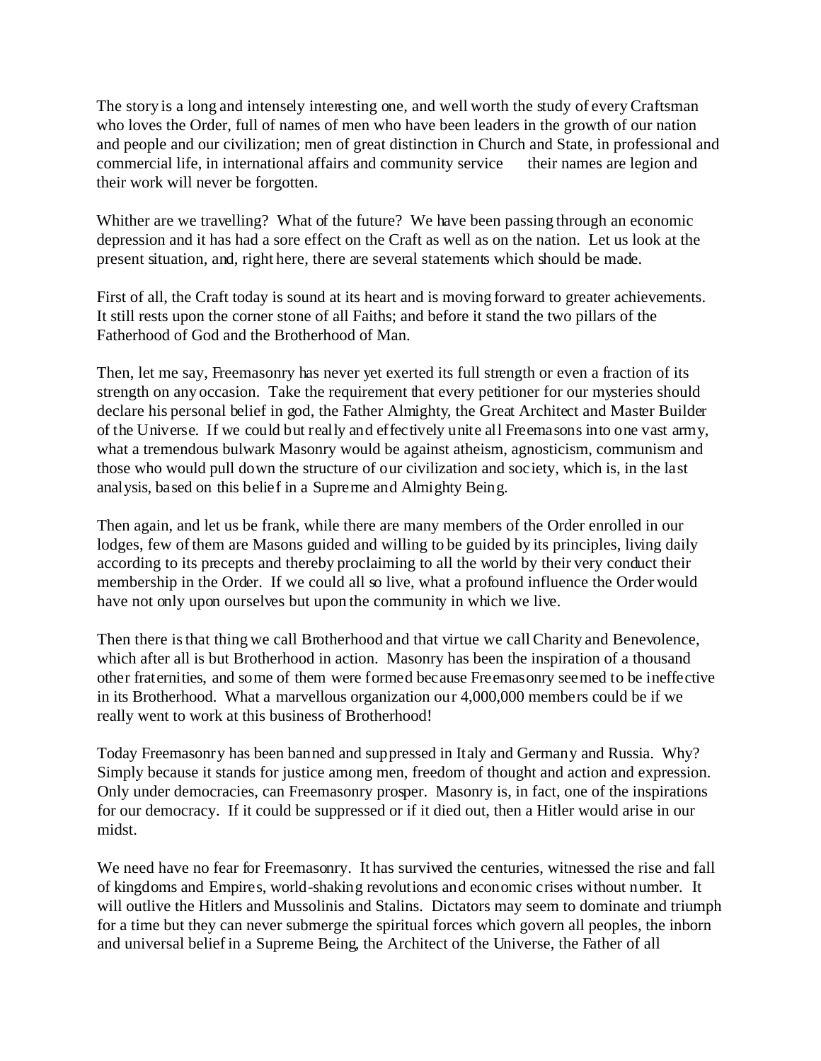The story is a long and intensely interesting one, and well worth the study of every Craftsman who loves the Order, full of names of men who have been leaders in the growth of our nation and people and our civilization; men of great distinction in Church and State, in professional and commercial life, in international affairs and community service   their names are legion and their work will never be forgotten.

Whither are we travelling? What of the future? We have been passing through an economic depression and it has had a sore effect on the Craft as well as on the nation. Let us look at the present situation, and, right here, there are several statements which should be made.

First of all, the Craft today is sound at its heart and is moving forward to greater achievements. It still rests upon the corner stone of all Faiths; and before it stand the two pillars of the Fatherhood of God and the Brotherhood of Man.

Then, let me say, Freemasonry has never yet exerted its full strength or even a fraction of its strength on any occasion. Take the requirement that every petitioner for our mysteries should declare his personal belief in god, the Father Almighty, the Great Architect and Master Builder of the Universe. If we could but really and effectively unite all Freemasons into one vast army, what a tremendous bulwark Masonry would be against atheism, agnosticism, communism and those who would pull down the structure of our civilization and society, which is, in the last analysis, based on this belief in a Supreme and Almighty Being.

Then again, and let us be frank, while there are many members of the Order enrolled in our lodges, few of them are Masons guided and willing to be guided by its principles, living daily according to its precepts and thereby proclaiming to all the world by their very conduct their membership in the Order. If we could all so live, what a profound influence the Order would have not only upon ourselves but upon the community in which we live.

Then there is that thing we call Brotherhood and that virtue we call Charity and Benevolence, which after all is but Brotherhood in action. Masonry has been the inspiration of a thousand other fraternities, and some of them were formed because Freemasonry seemed to be ineffective in its Brotherhood. What a marvellous organization our 4,000,000 members could be if we really went to work at this business of Brotherhood!

Today Freemasonry has been banned and suppressed in Italy and Germany and Russia. Why? Simply because it stands for justice among men, freedom of thought and action and expression. Only under democracies, can Freemasonry prosper. Masonry is, in fact, one of the inspirations for our democracy. If it could be suppressed or if it died out, then a Hitler would arise in our midst.

We need have no fear for Freemasonry. It has survived the centuries, witnessed the rise and fall of kingdoms and Empires, world-shaking revolutions and economic crises without number. It will outlive the Hitlers and Mussolinis and Stalins. Dictators may seem to dominate and triumph for a time but they can never submerge the spiritual forces which govern all peoples, the inborn and universal belief in a Supreme Being, the Architect of the Universe, the Father of all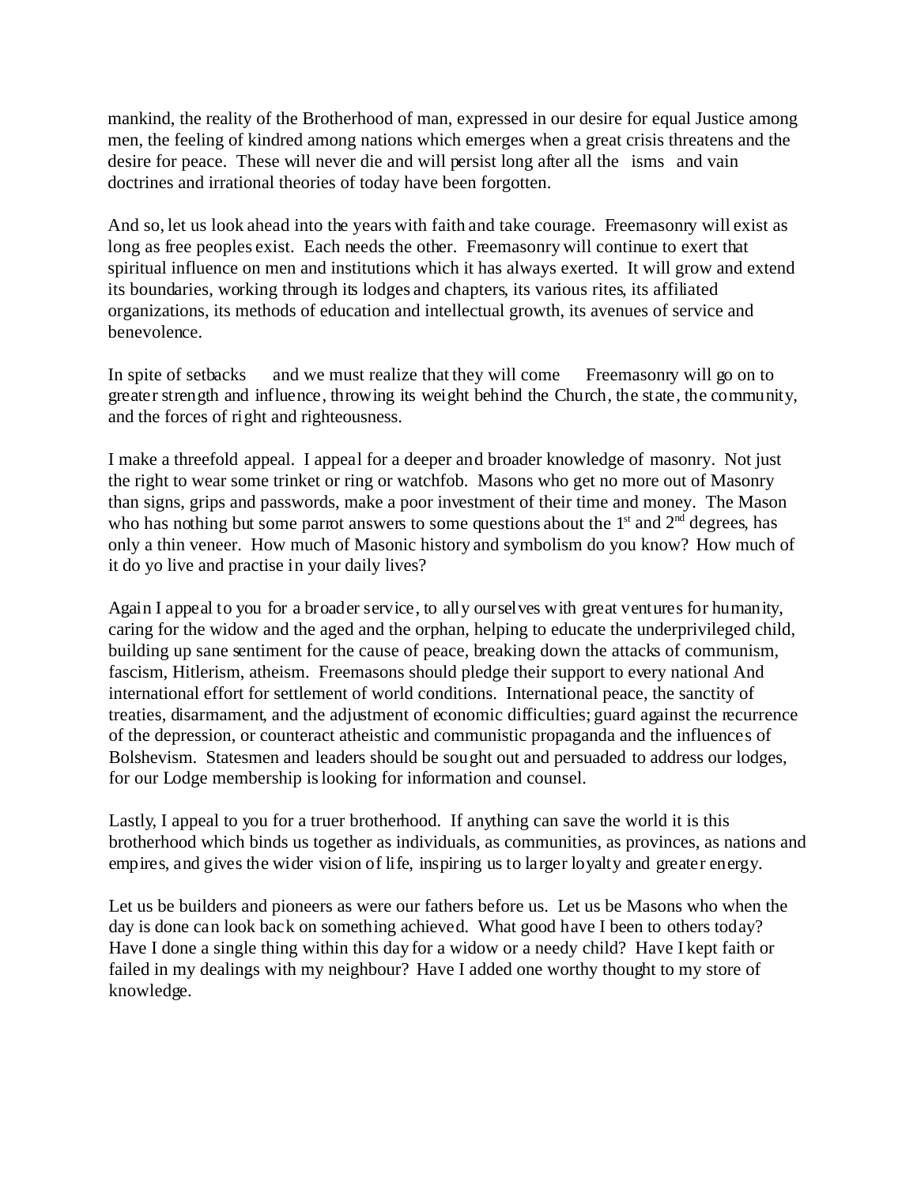mankind, the reality of the Brotherhood of man, expressed in our desire for equal Justice among men, the feeling of kindred among nations which emerges when a great crisis threatens and the desire for peace. These will never die and will persist long after all the isms and vain doctrines and irrational theories of today have been forgotten.

And so, let us look ahead into the years with faith and take courage. Freemasonry will exist as long as free peoples exist. Each needs the other. Freemasonry will continue to exert that spiritual influence on men and institutions which it has always exerted. It will grow and extend its boundaries, working through its lodges and chapters, its various rites, its affiliated organizations, its methods of education and intellectual growth, its avenues of service and benevolence.

In spite of setbacks and we must realize that they will come Freemasonry will go on to greater strength and influence, throwing its weight behind the Church, the state, the community, and the forces of right and righteousness.

I make a threefold appeal. I appeal for a deeper and broader knowledge of masonry. Not just the right to wear some trinket or ring or watchfob. Masons who get no more out of Masonry than signs, grips and passwords, make a poor investment of their time and money. The Mason who has nothing but some parrot answers to some questions about the 1st and 2nd degrees, has only a thin veneer. How much of Masonic history and symbolism do you know? How much of it do yo live and practise in your daily lives?

Again I appeal to you for a broader service, to ally ourselves with great ventures for humanity, caring for the widow and the aged and the orphan, helping to educate the underprivileged child, building up sane sentiment for the cause of peace, breaking down the attacks of communism, fascism, Hitlerism, atheism. Freemasons should pledge their support to every national And international effort for settlement of world conditions. International peace, the sanctity of treaties, disarmament, and the adjustment of economic difficulties; guard against the recurrence of the depression, or counteract atheistic and communistic propaganda and the influences of Bolshevism. Statesmen and leaders should be sought out and persuaded to address our lodges, for our Lodge membership is looking for information and counsel.

Lastly, I appeal to you for a truer brotherhood. If anything can save the world it is this brotherhood which binds us together as individuals, as communities, as provinces, as nations and empires, and gives the wider vision of life, inspiring us to larger loyalty and greater energy.

Let us be builders and pioneers as were our fathers before us. Let us be Masons who when the day is done can look back on something achieved. What good have I been to others today? Have I done a single thing within this day for a widow or a needy child? Have I kept faith or failed in my dealings with my neighbour? Have I added one worthy thought to my store of knowledge.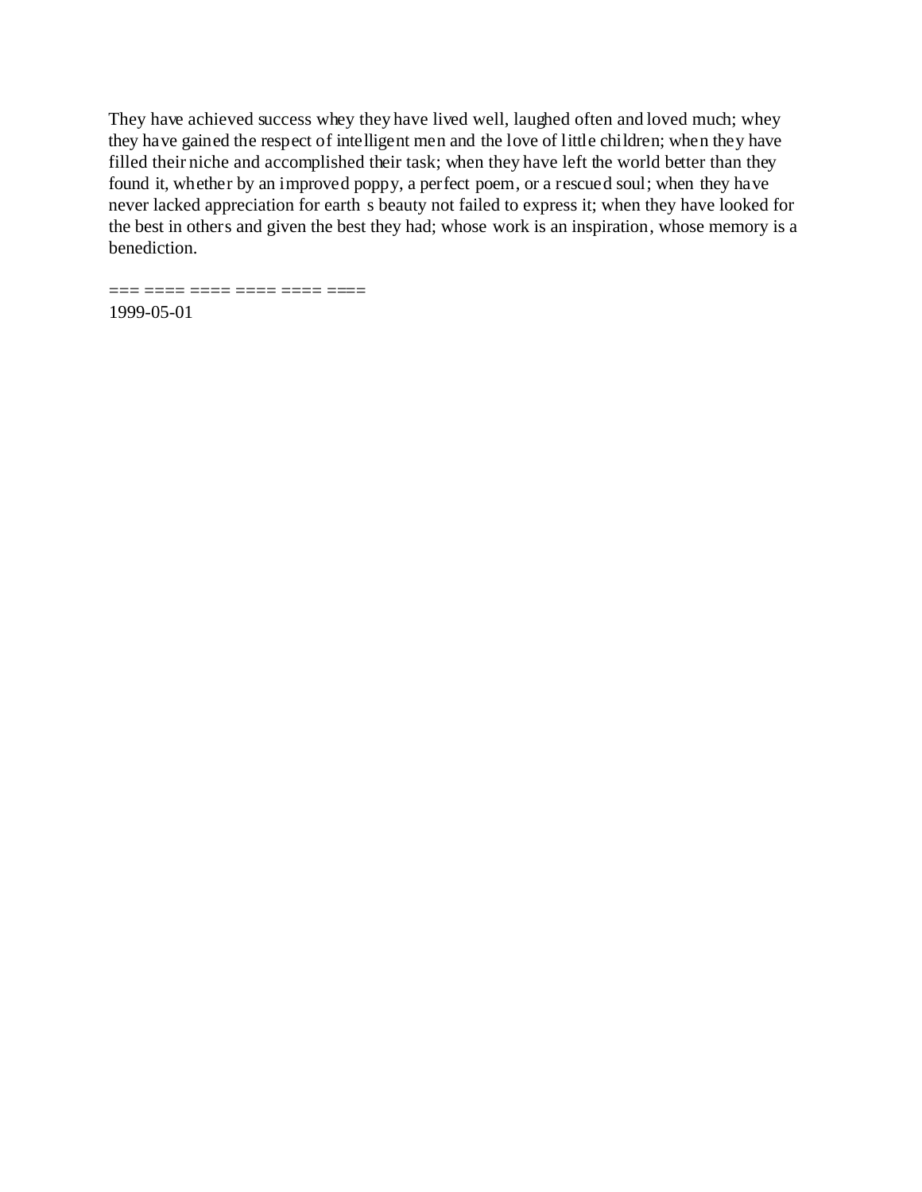They have achieved success whey they have lived well, laughed often and loved much; whey they have gained the respect of intelligent men and the love of little children; when they have filled their niche and accomplished their task; when they have left the world better than they found it, whether by an improved poppy, a perfect poem, or a rescued soul; when they have never lacked appreciation for earth s beauty not failed to express it; when they have looked for the best in others and given the best they had; whose work is an inspiration, whose memory is a benediction.

=== ==== ==== ==== ==== ====
1999-05-01